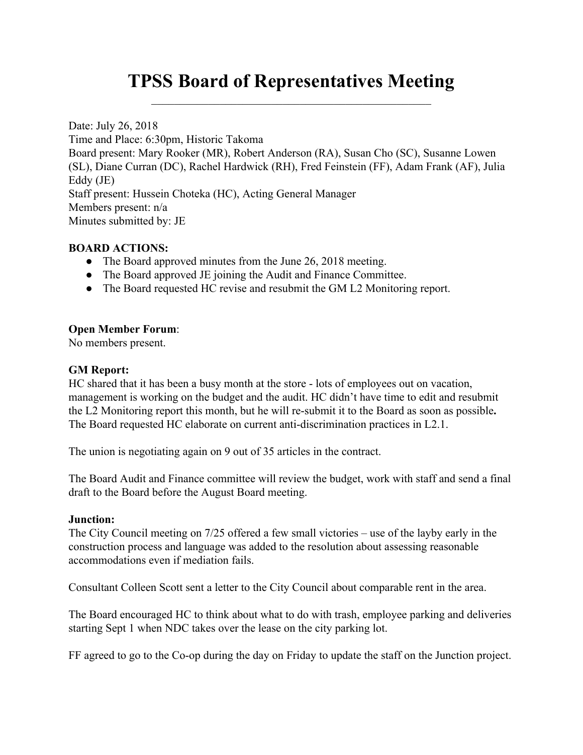# TPSS Board of Representatives Meeting

Date: July 26, 2018
Time and Place: 6:30pm, Historic Takoma
Board present: Mary Rooker (MR), Robert Anderson (RA), Susan Cho (SC), Susanne Lowen (SL), Diane Curran (DC), Rachel Hardwick (RH), Fred Feinstein (FF), Adam Frank (AF), Julia Eddy (JE)
Staff present: Hussein Choteka (HC), Acting General Manager
Members present: n/a
Minutes submitted by: JE

**BOARD ACTIONS:**

- The Board approved minutes from the June 26, 2018 meeting.
- The Board approved JE joining the Audit and Finance Committee.
- The Board requested HC revise and resubmit the GM L2 Monitoring report.

**Open Member Forum**:
No members present.

**GM Report:**
HC shared that it has been a busy month at the store - lots of employees out on vacation, management is working on the budget and the audit. HC didn't have time to edit and resubmit the L2 Monitoring report this month, but he will re-submit it to the Board as soon as possible**.** The Board requested HC elaborate on current anti-discrimination practices in L2.1.

The union is negotiating again on 9 out of 35 articles in the contract.

The Board Audit and Finance committee will review the budget, work with staff and send a final draft to the Board before the August Board meeting.

**Junction:**
The City Council meeting on 7/25 offered a few small victories – use of the layby early in the construction process and language was added to the resolution about assessing reasonable accommodations even if mediation fails.

Consultant Colleen Scott sent a letter to the City Council about comparable rent in the area.

The Board encouraged HC to think about what to do with trash, employee parking and deliveries starting Sept 1 when NDC takes over the lease on the city parking lot.

FF agreed to go to the Co-op during the day on Friday to update the staff on the Junction project.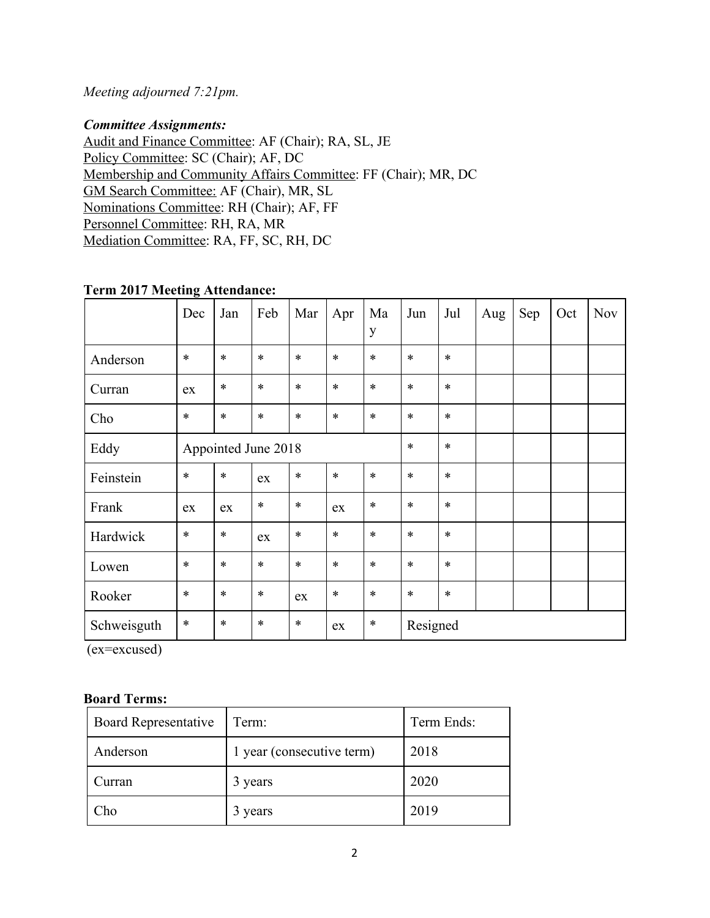*Meeting adjourned 7:21pm.*

***Committee Assignments:***

Audit and Finance Committee: AF (Chair); RA, SL, JE
Policy Committee: SC (Chair); AF, DC
Membership and Community Affairs Committee: FF (Chair); MR, DC
GM Search Committee: AF (Chair), MR, SL
Nominations Committee: RH (Chair); AF, FF
Personnel Committee: RH, RA, MR
Mediation Committee: RA, FF, SC, RH, DC

**Term 2017 Meeting Attendance:**

| | Dec | Jan | Feb | Mar | Apr | May | Jun | Jul | Aug | Sep | Oct | Nov |
|---|---|---|---|---|---|---|---|---|---|---|---|---|
| Anderson | * | * | * | * | * | * | * | * | | | | |
| Curran | ex | * | * | * | * | * | * | * | | | | |
| Cho | * | * | * | * | * | * | * | * | | | | |
| Eddy | Appointed June 2018 | | | | | | * | * | | | | |
| Feinstein | * | * | ex | * | * | * | * | * | | | | |
| Frank | ex | ex | * | * | ex | * | * | * | | | | |
| Hardwick | * | * | ex | * | * | * | * | * | | | | |
| Lowen | * | * | * | * | * | * | * | * | | | | |
| Rooker | * | * | * | ex | * | * | * | * | | | | |
| Schweisguth | * | * | * | * | ex | * | Resigned | | | | | |

(ex=excused)

**Board Terms:**

| Board Representative | Term: | Term Ends: |
|---|---|---|
| Anderson | 1 year (consecutive term) | 2018 |
| Curran | 3 years | 2020 |
| Cho | 3 years | 2019 |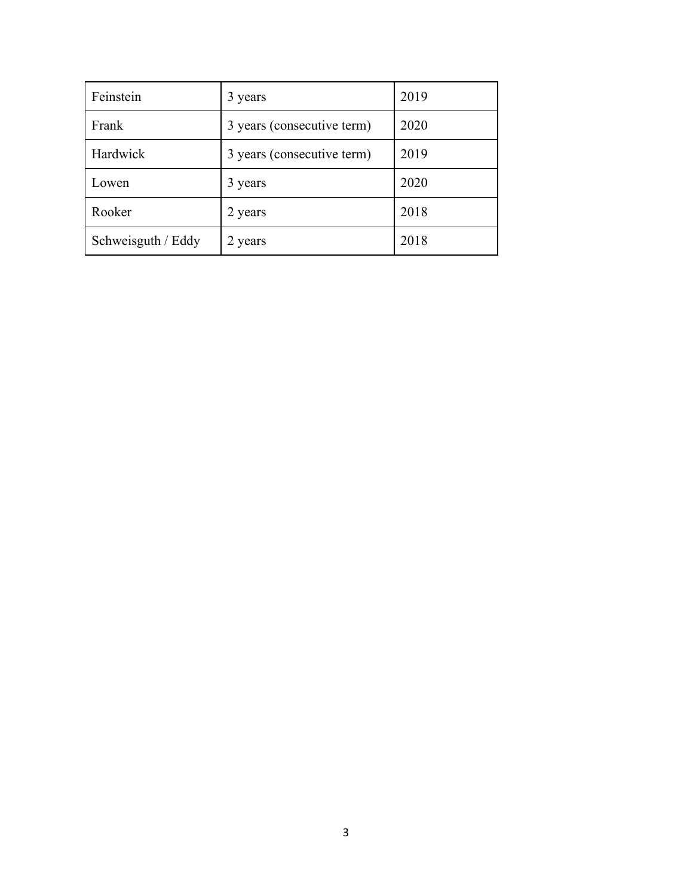| | | |
|---|---|---|
| Feinstein | 3 years | 2019 |
| Frank | 3 years (consecutive term) | 2020 |
| Hardwick | 3 years (consecutive term) | 2019 |
| Lowen | 3 years | 2020 |
| Rooker | 2 years | 2018 |
| Schweisguth / Eddy | 2 years | 2018 |